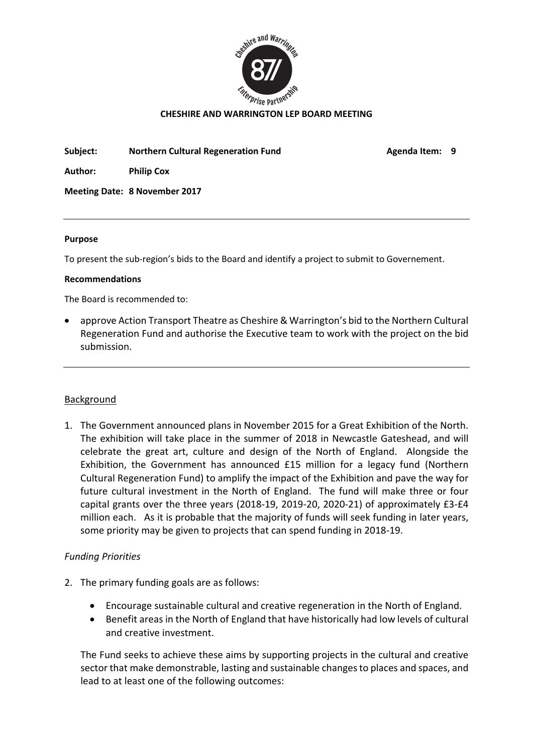**CHESHIRE AND WARRINGTON LEP BOARD MEETING**

**Subject:** **Northern Cultural Regeneration Fund** **Agenda Item: 9**

**Author:** **Philip Cox**

**Meeting Date: 8 November 2017**

---

**Purpose**

To present the sub-region's bids to the Board and identify a project to submit to Governement.

**Recommendations**

The Board is recommended to:

- approve Action Transport Theatre as Cheshire & Warrington's bid to the Northern Cultural Regeneration Fund and authorise the Executive team to work with the project on the bid submission.

---

## Background

1. The Government announced plans in November 2015 for a Great Exhibition of the North. The exhibition will take place in the summer of 2018 in Newcastle Gateshead, and will celebrate the great art, culture and design of the North of England. Alongside the Exhibition, the Government has announced £15 million for a legacy fund (Northern Cultural Regeneration Fund) to amplify the impact of the Exhibition and pave the way for future cultural investment in the North of England. The fund will make three or four capital grants over the three years (2018-19, 2019-20, 2020-21) of approximately £3-£4 million each. As it is probable that the majority of funds will seek funding in later years, some priority may be given to projects that can spend funding in 2018-19.

### *Funding Priorities*

2. The primary funding goals are as follows:

   - Encourage sustainable cultural and creative regeneration in the North of England.
   - Benefit areas in the North of England that have historically had low levels of cultural and creative investment.

   The Fund seeks to achieve these aims by supporting projects in the cultural and creative sector that make demonstrable, lasting and sustainable changes to places and spaces, and lead to at least one of the following outcomes: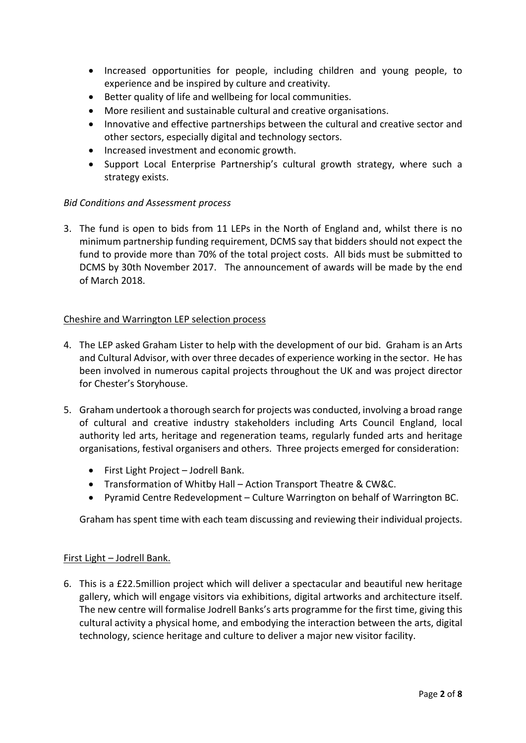- Increased opportunities for people, including children and young people, to experience and be inspired by culture and creativity.
- Better quality of life and wellbeing for local communities.
- More resilient and sustainable cultural and creative organisations.
- Innovative and effective partnerships between the cultural and creative sector and other sectors, especially digital and technology sectors.
- Increased investment and economic growth.
- Support Local Enterprise Partnership's cultural growth strategy, where such a strategy exists.

*Bid Conditions and Assessment process*

3. The fund is open to bids from 11 LEPs in the North of England and, whilst there is no minimum partnership funding requirement, DCMS say that bidders should not expect the fund to provide more than 70% of the total project costs. All bids must be submitted to DCMS by 30th November 2017. The announcement of awards will be made by the end of March 2018.

<u>Cheshire and Warrington LEP selection process</u>

4. The LEP asked Graham Lister to help with the development of our bid. Graham is an Arts and Cultural Advisor, with over three decades of experience working in the sector. He has been involved in numerous capital projects throughout the UK and was project director for Chester's Storyhouse.

5. Graham undertook a thorough search for projects was conducted, involving a broad range of cultural and creative industry stakeholders including Arts Council England, local authority led arts, heritage and regeneration teams, regularly funded arts and heritage organisations, festival organisers and others. Three projects emerged for consideration:

   - First Light Project – Jodrell Bank.
   - Transformation of Whitby Hall – Action Transport Theatre & CW&C.
   - Pyramid Centre Redevelopment – Culture Warrington on behalf of Warrington BC.

   Graham has spent time with each team discussing and reviewing their individual projects.

<u>First Light – Jodrell Bank.</u>

6. This is a £22.5million project which will deliver a spectacular and beautiful new heritage gallery, which will engage visitors via exhibitions, digital artworks and architecture itself. The new centre will formalise Jodrell Banks's arts programme for the first time, giving this cultural activity a physical home, and embodying the interaction between the arts, digital technology, science heritage and culture to deliver a major new visitor facility.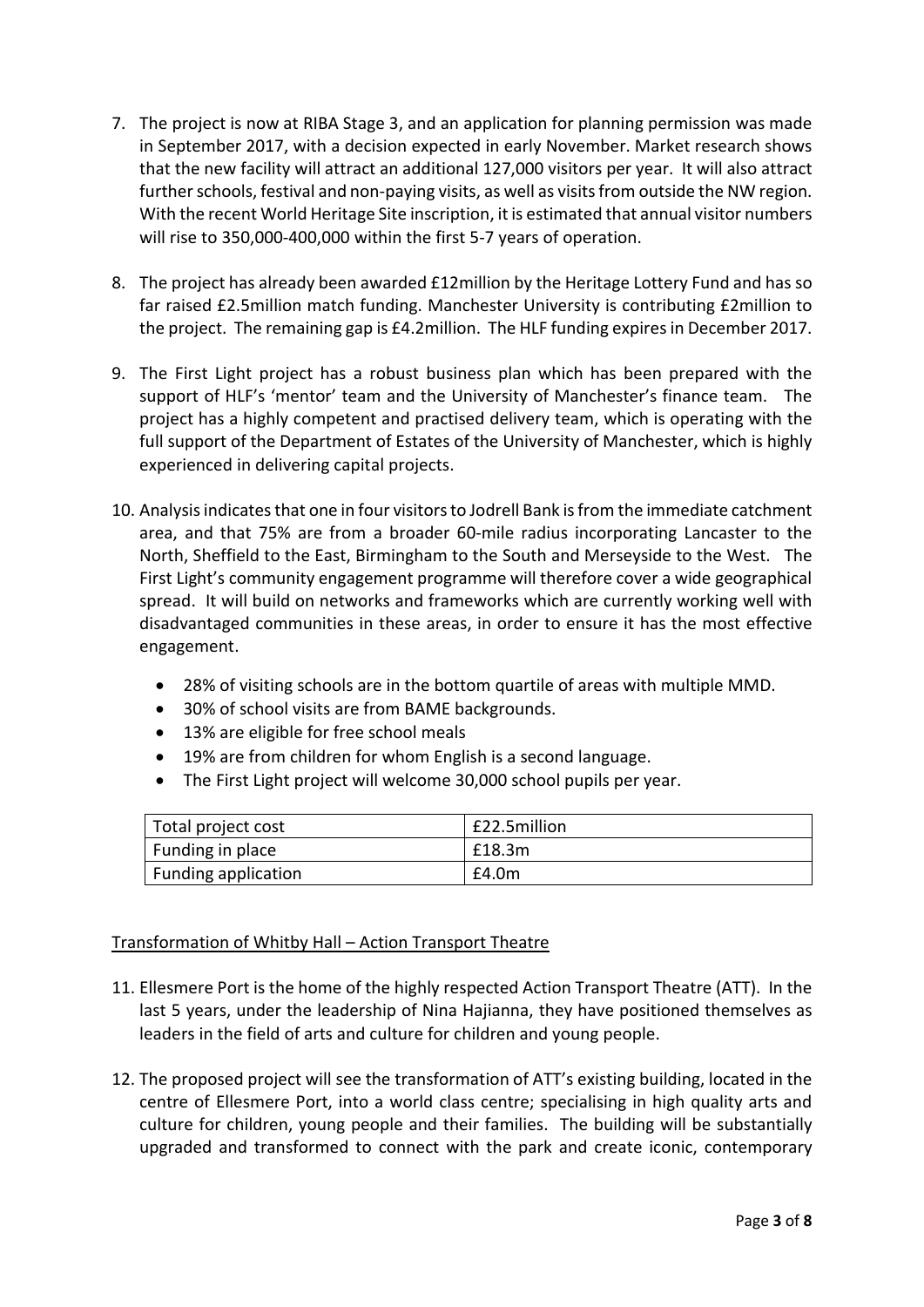7. The project is now at RIBA Stage 3, and an application for planning permission was made in September 2017, with a decision expected in early November. Market research shows that the new facility will attract an additional 127,000 visitors per year. It will also attract further schools, festival and non-paying visits, as well as visits from outside the NW region. With the recent World Heritage Site inscription, it is estimated that annual visitor numbers will rise to 350,000-400,000 within the first 5-7 years of operation.

8. The project has already been awarded £12million by the Heritage Lottery Fund and has so far raised £2.5million match funding. Manchester University is contributing £2million to the project. The remaining gap is £4.2million. The HLF funding expires in December 2017.

9. The First Light project has a robust business plan which has been prepared with the support of HLF's 'mentor' team and the University of Manchester's finance team. The project has a highly competent and practised delivery team, which is operating with the full support of the Department of Estates of the University of Manchester, which is highly experienced in delivering capital projects.

10. Analysis indicates that one in four visitors to Jodrell Bank is from the immediate catchment area, and that 75% are from a broader 60-mile radius incorporating Lancaster to the North, Sheffield to the East, Birmingham to the South and Merseyside to the West. The First Light's community engagement programme will therefore cover a wide geographical spread. It will build on networks and frameworks which are currently working well with disadvantaged communities in these areas, in order to ensure it has the most effective engagement.

    - 28% of visiting schools are in the bottom quartile of areas with multiple MMD.
    - 30% of school visits are from BAME backgrounds.
    - 13% are eligible for free school meals
    - 19% are from children for whom English is a second language.
    - The First Light project will welcome 30,000 school pupils per year.

| Total project cost | £22.5million |
|---|---|
| Funding in place | £18.3m |
| Funding application | £4.0m |

Transformation of Whitby Hall – Action Transport Theatre

11. Ellesmere Port is the home of the highly respected Action Transport Theatre (ATT). In the last 5 years, under the leadership of Nina Hajianna, they have positioned themselves as leaders in the field of arts and culture for children and young people.

12. The proposed project will see the transformation of ATT's existing building, located in the centre of Ellesmere Port, into a world class centre; specialising in high quality arts and culture for children, young people and their families. The building will be substantially upgraded and transformed to connect with the park and create iconic, contemporary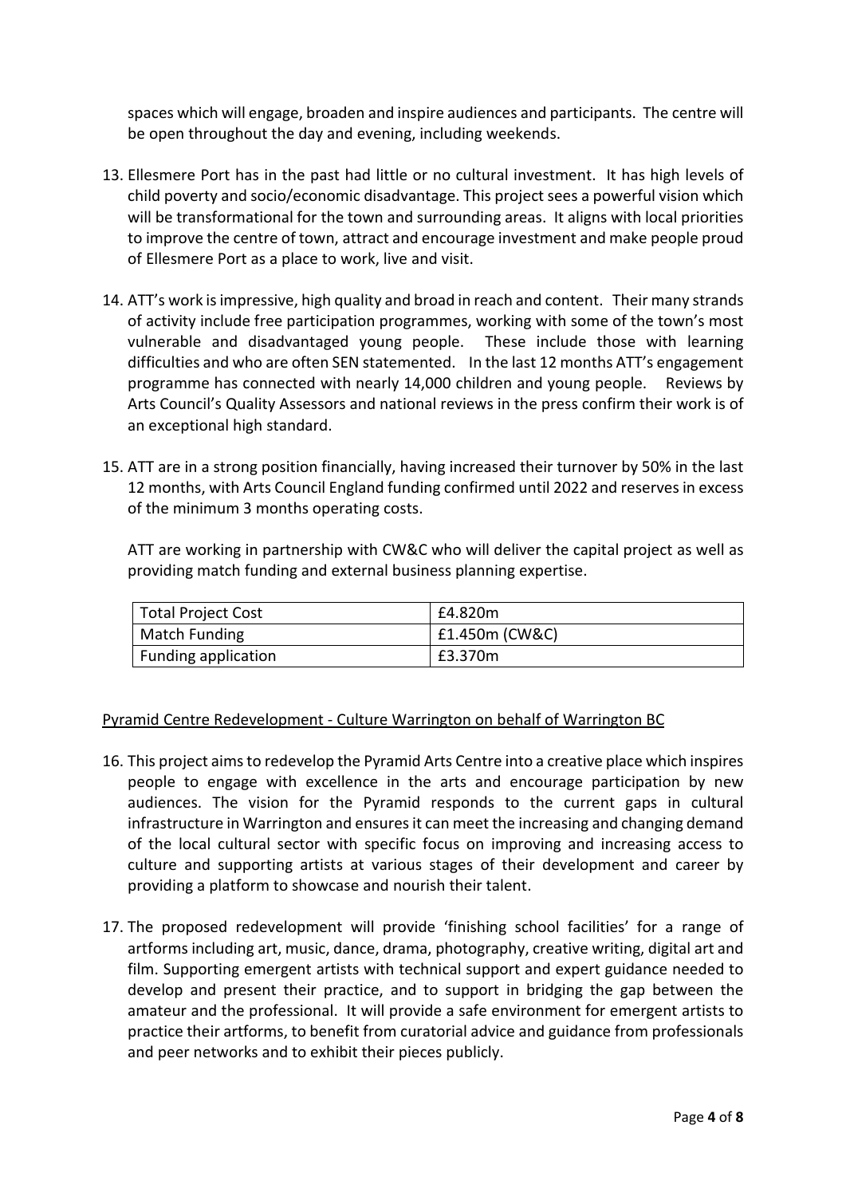spaces which will engage, broaden and inspire audiences and participants. The centre will be open throughout the day and evening, including weekends.

13. Ellesmere Port has in the past had little or no cultural investment. It has high levels of child poverty and socio/economic disadvantage. This project sees a powerful vision which will be transformational for the town and surrounding areas. It aligns with local priorities to improve the centre of town, attract and encourage investment and make people proud of Ellesmere Port as a place to work, live and visit.

14. ATT's work is impressive, high quality and broad in reach and content. Their many strands of activity include free participation programmes, working with some of the town's most vulnerable and disadvantaged young people. These include those with learning difficulties and who are often SEN statemented. In the last 12 months ATT's engagement programme has connected with nearly 14,000 children and young people. Reviews by Arts Council's Quality Assessors and national reviews in the press confirm their work is of an exceptional high standard.

15. ATT are in a strong position financially, having increased their turnover by 50% in the last 12 months, with Arts Council England funding confirmed until 2022 and reserves in excess of the minimum 3 months operating costs.

    ATT are working in partnership with CW&C who will deliver the capital project as well as providing match funding and external business planning expertise.

| Total Project Cost | £4.820m |
|---|---|
| Match Funding | £1.450m (CW&C) |
| Funding application | £3.370m |

<u>Pyramid Centre Redevelopment - Culture Warrington on behalf of Warrington BC</u>

16. This project aims to redevelop the Pyramid Arts Centre into a creative place which inspires people to engage with excellence in the arts and encourage participation by new audiences. The vision for the Pyramid responds to the current gaps in cultural infrastructure in Warrington and ensures it can meet the increasing and changing demand of the local cultural sector with specific focus on improving and increasing access to culture and supporting artists at various stages of their development and career by providing a platform to showcase and nourish their talent.

17. The proposed redevelopment will provide 'finishing school facilities' for a range of artforms including art, music, dance, drama, photography, creative writing, digital art and film. Supporting emergent artists with technical support and expert guidance needed to develop and present their practice, and to support in bridging the gap between the amateur and the professional. It will provide a safe environment for emergent artists to practice their artforms, to benefit from curatorial advice and guidance from professionals and peer networks and to exhibit their pieces publicly.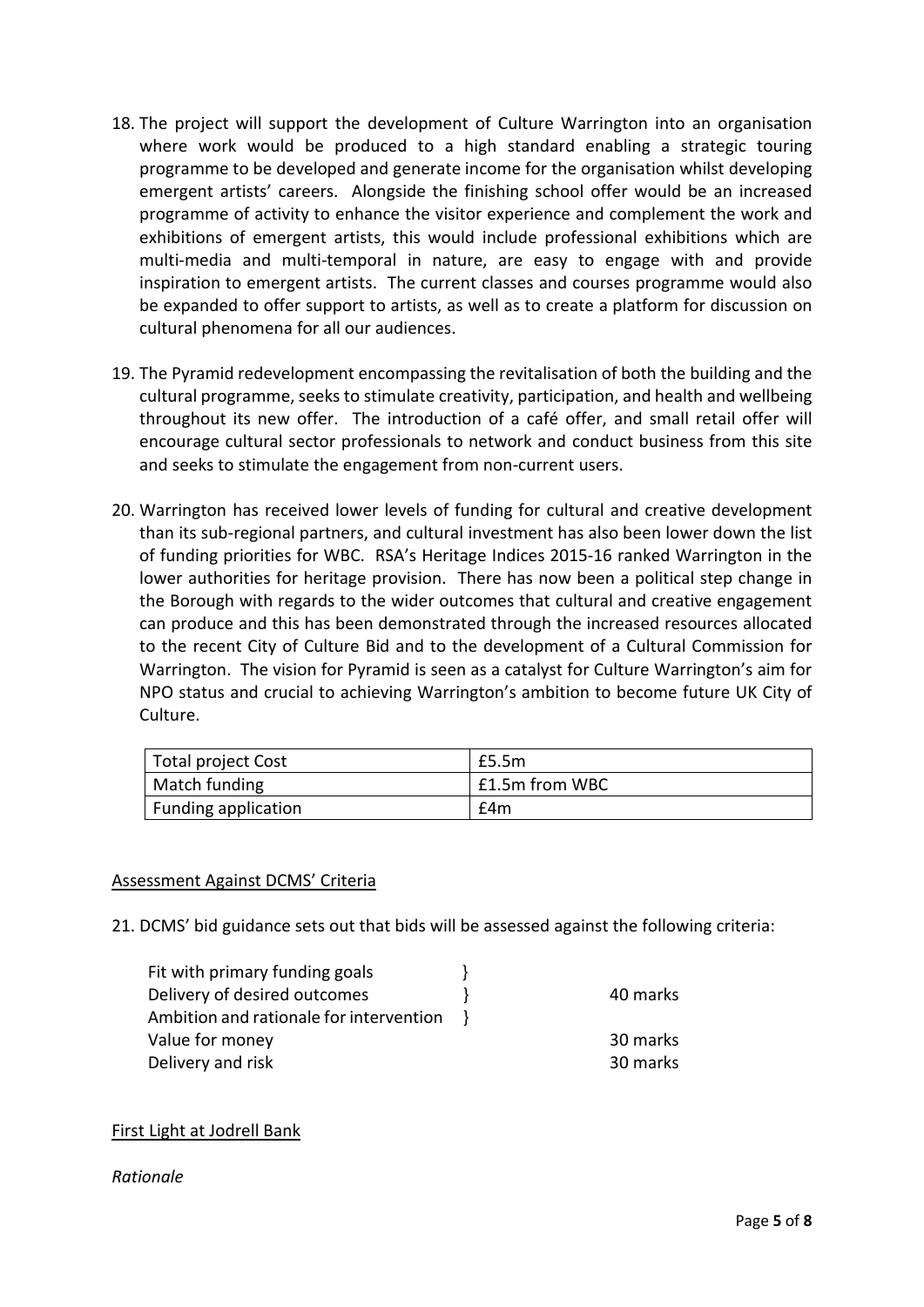18. The project will support the development of Culture Warrington into an organisation where work would be produced to a high standard enabling a strategic touring programme to be developed and generate income for the organisation whilst developing emergent artists' careers. Alongside the finishing school offer would be an increased programme of activity to enhance the visitor experience and complement the work and exhibitions of emergent artists, this would include professional exhibitions which are multi-media and multi-temporal in nature, are easy to engage with and provide inspiration to emergent artists. The current classes and courses programme would also be expanded to offer support to artists, as well as to create a platform for discussion on cultural phenomena for all our audiences.

19. The Pyramid redevelopment encompassing the revitalisation of both the building and the cultural programme, seeks to stimulate creativity, participation, and health and wellbeing throughout its new offer. The introduction of a café offer, and small retail offer will encourage cultural sector professionals to network and conduct business from this site and seeks to stimulate the engagement from non-current users.

20. Warrington has received lower levels of funding for cultural and creative development than its sub-regional partners, and cultural investment has also been lower down the list of funding priorities for WBC. RSA's Heritage Indices 2015-16 ranked Warrington in the lower authorities for heritage provision. There has now been a political step change in the Borough with regards to the wider outcomes that cultural and creative engagement can produce and this has been demonstrated through the increased resources allocated to the recent City of Culture Bid and to the development of a Cultural Commission for Warrington. The vision for Pyramid is seen as a catalyst for Culture Warrington's aim for NPO status and crucial to achieving Warrington's ambition to become future UK City of Culture.

| Total project Cost | £5.5m |
|---|---|
| Match funding | £1.5m from WBC |
| Funding application | £4m |

<u>Assessment Against DCMS' Criteria</u>

21. DCMS' bid guidance sets out that bids will be assessed against the following criteria:

| | |
|---|---|
| Fit with primary funding goals<br>Delivery of desired outcomes<br>Ambition and rationale for intervention | 40 marks |
| Value for money | 30 marks |
| Delivery and risk | 30 marks |

<u>First Light at Jodrell Bank</u>

*Rationale*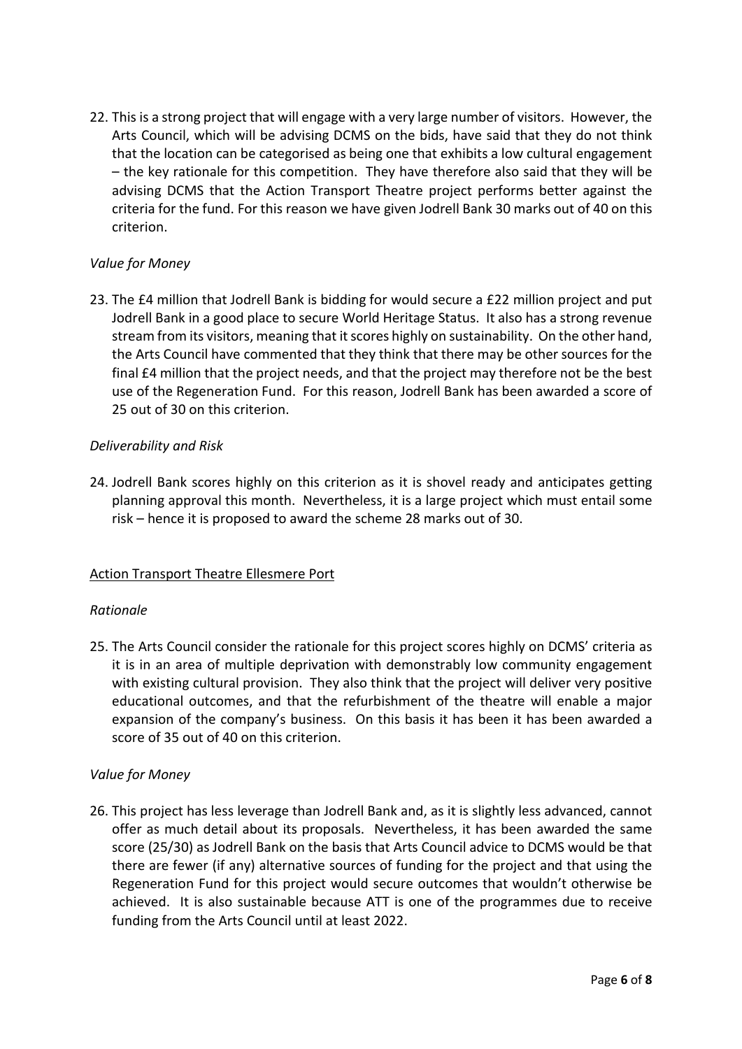22. This is a strong project that will engage with a very large number of visitors. However, the Arts Council, which will be advising DCMS on the bids, have said that they do not think that the location can be categorised as being one that exhibits a low cultural engagement – the key rationale for this competition. They have therefore also said that they will be advising DCMS that the Action Transport Theatre project performs better against the criteria for the fund. For this reason we have given Jodrell Bank 30 marks out of 40 on this criterion.

*Value for Money*

23. The £4 million that Jodrell Bank is bidding for would secure a £22 million project and put Jodrell Bank in a good place to secure World Heritage Status. It also has a strong revenue stream from its visitors, meaning that it scores highly on sustainability. On the other hand, the Arts Council have commented that they think that there may be other sources for the final £4 million that the project needs, and that the project may therefore not be the best use of the Regeneration Fund. For this reason, Jodrell Bank has been awarded a score of 25 out of 30 on this criterion.

*Deliverability and Risk*

24. Jodrell Bank scores highly on this criterion as it is shovel ready and anticipates getting planning approval this month. Nevertheless, it is a large project which must entail some risk – hence it is proposed to award the scheme 28 marks out of 30.

<u>Action Transport Theatre Ellesmere Port</u>

*Rationale*

25. The Arts Council consider the rationale for this project scores highly on DCMS' criteria as it is in an area of multiple deprivation with demonstrably low community engagement with existing cultural provision. They also think that the project will deliver very positive educational outcomes, and that the refurbishment of the theatre will enable a major expansion of the company's business. On this basis it has been it has been awarded a score of 35 out of 40 on this criterion.

*Value for Money*

26. This project has less leverage than Jodrell Bank and, as it is slightly less advanced, cannot offer as much detail about its proposals. Nevertheless, it has been awarded the same score (25/30) as Jodrell Bank on the basis that Arts Council advice to DCMS would be that there are fewer (if any) alternative sources of funding for the project and that using the Regeneration Fund for this project would secure outcomes that wouldn't otherwise be achieved. It is also sustainable because ATT is one of the programmes due to receive funding from the Arts Council until at least 2022.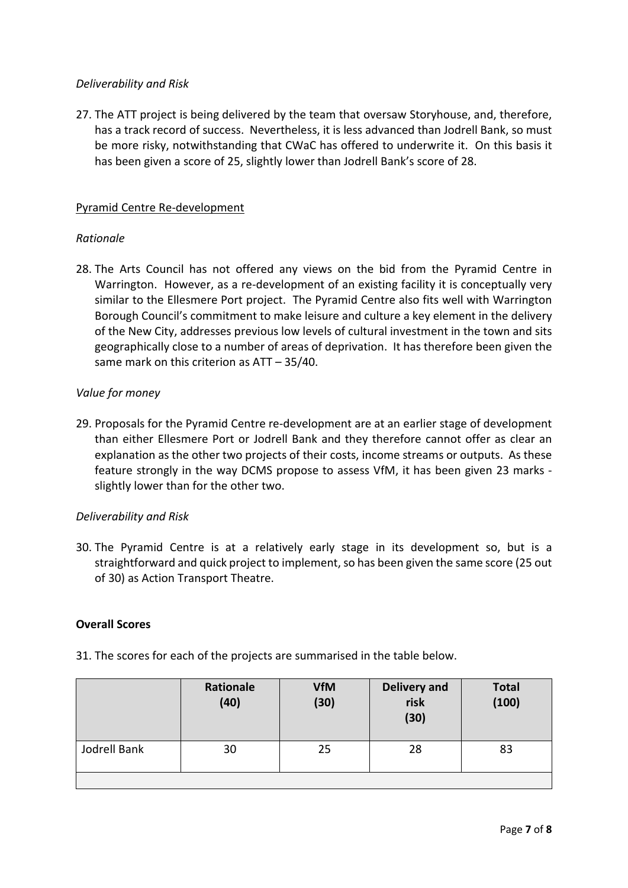*Deliverability and Risk*

27. The ATT project is being delivered by the team that oversaw Storyhouse, and, therefore, has a track record of success. Nevertheless, it is less advanced than Jodrell Bank, so must be more risky, notwithstanding that CWaC has offered to underwrite it. On this basis it has been given a score of 25, slightly lower than Jodrell Bank's score of 28.

Pyramid Centre Re-development

*Rationale*

28. The Arts Council has not offered any views on the bid from the Pyramid Centre in Warrington. However, as a re-development of an existing facility it is conceptually very similar to the Ellesmere Port project. The Pyramid Centre also fits well with Warrington Borough Council's commitment to make leisure and culture a key element in the delivery of the New City, addresses previous low levels of cultural investment in the town and sits geographically close to a number of areas of deprivation. It has therefore been given the same mark on this criterion as ATT – 35/40.

*Value for money*

29. Proposals for the Pyramid Centre re-development are at an earlier stage of development than either Ellesmere Port or Jodrell Bank and they therefore cannot offer as clear an explanation as the other two projects of their costs, income streams or outputs. As these feature strongly in the way DCMS propose to assess VfM, it has been given 23 marks - slightly lower than for the other two.

*Deliverability and Risk*

30. The Pyramid Centre is at a relatively early stage in its development so, but is a straightforward and quick project to implement, so has been given the same score (25 out of 30) as Action Transport Theatre.

**Overall Scores**

31. The scores for each of the projects are summarised in the table below.

| | **Rationale (40)** | **VfM (30)** | **Delivery and risk (30)** | **Total (100)** |
|---|---|---|---|---|
| Jodrell Bank | 30 | 25 | 28 | 83 |
| | | | | |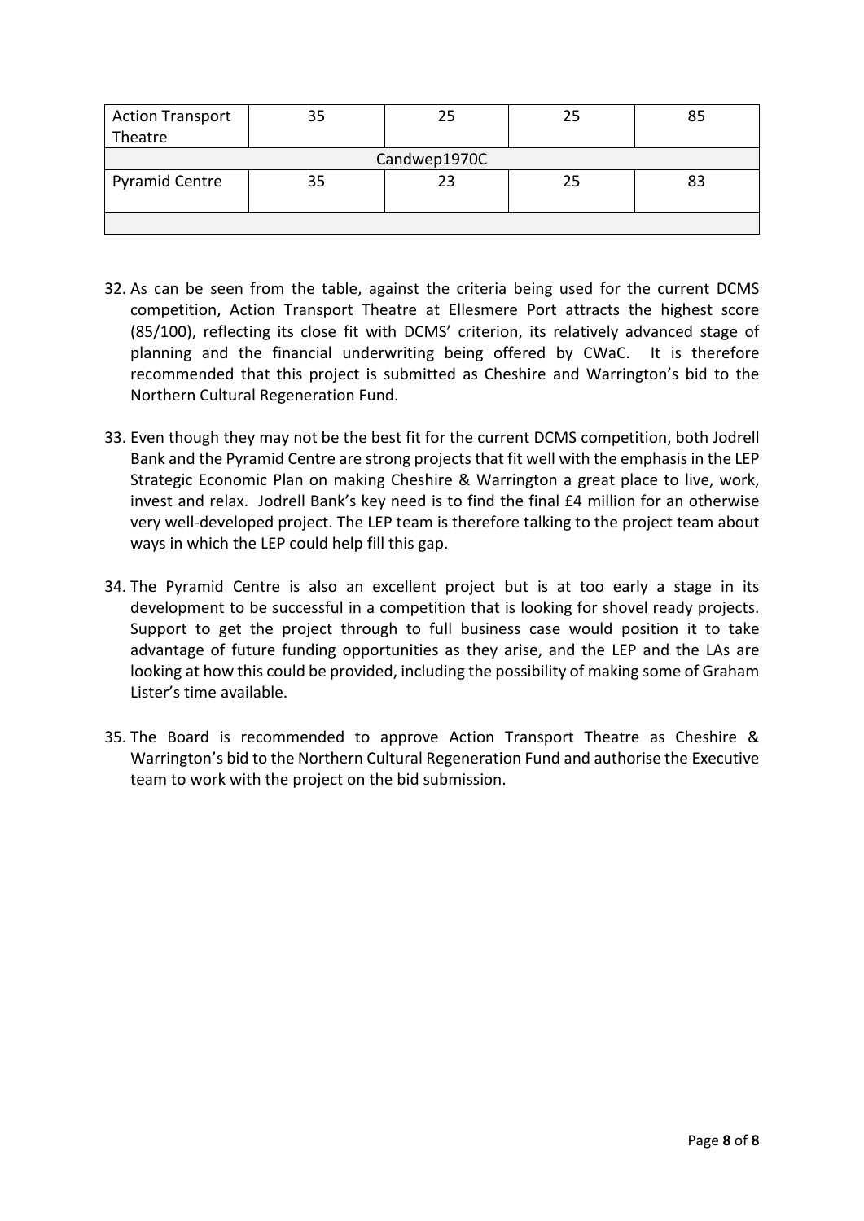| | | | | |
|---|---|---|---|---|
| Action Transport Theatre | 35 | 25 | 25 | 85 |
| Candwep1970C | | | | |
| Pyramid Centre | 35 | 23 | 25 | 83 |
| | | | | |

32. As can be seen from the table, against the criteria being used for the current DCMS competition, Action Transport Theatre at Ellesmere Port attracts the highest score (85/100), reflecting its close fit with DCMS' criterion, its relatively advanced stage of planning and the financial underwriting being offered by CWaC. It is therefore recommended that this project is submitted as Cheshire and Warrington's bid to the Northern Cultural Regeneration Fund.

33. Even though they may not be the best fit for the current DCMS competition, both Jodrell Bank and the Pyramid Centre are strong projects that fit well with the emphasis in the LEP Strategic Economic Plan on making Cheshire & Warrington a great place to live, work, invest and relax. Jodrell Bank's key need is to find the final £4 million for an otherwise very well-developed project. The LEP team is therefore talking to the project team about ways in which the LEP could help fill this gap.

34. The Pyramid Centre is also an excellent project but is at too early a stage in its development to be successful in a competition that is looking for shovel ready projects. Support to get the project through to full business case would position it to take advantage of future funding opportunities as they arise, and the LEP and the LAs are looking at how this could be provided, including the possibility of making some of Graham Lister's time available.

35. The Board is recommended to approve Action Transport Theatre as Cheshire & Warrington's bid to the Northern Cultural Regeneration Fund and authorise the Executive team to work with the project on the bid submission.